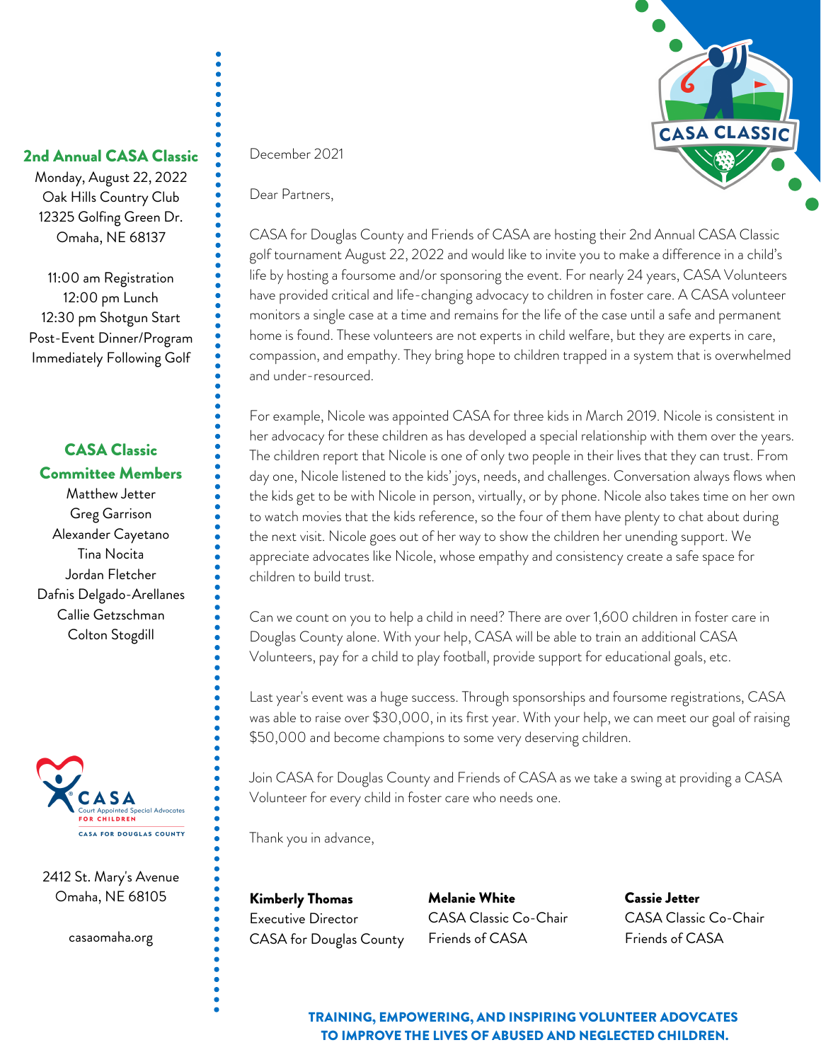## 2nd Annual CASA Classic

Monday, August 22, 2022
Oak Hills Country Club
12325 Golfing Green Dr.
Omaha, NE 68137

11:00 am Registration
12:00 pm Lunch
12:30 pm Shotgun Start
Post-Event Dinner/Program
Immediately Following Golf

## CASA Classic Committee Members

Matthew Jetter
Greg Garrison
Alexander Cayetano
Tina Nocita
Jordan Fletcher
Dafnis Delgado-Arellanes
Callie Getzschman
Colton Stogdill

CASA
Court Appointed Special Advocates
FOR CHILDREN
CASA FOR DOUGLAS COUNTY

2412 St. Mary's Avenue
Omaha, NE 68105

casaomaha.org

CASA CLASSIC

December 2021

Dear Partners,

CASA for Douglas County and Friends of CASA are hosting their 2nd Annual CASA Classic golf tournament August 22, 2022 and would like to invite you to make a difference in a child's life by hosting a foursome and/or sponsoring the event. For nearly 24 years, CASA Volunteers have provided critical and life-changing advocacy to children in foster care. A CASA volunteer monitors a single case at a time and remains for the life of the case until a safe and permanent home is found. These volunteers are not experts in child welfare, but they are experts in care, compassion, and empathy. They bring hope to children trapped in a system that is overwhelmed and under-resourced.

For example, Nicole was appointed CASA for three kids in March 2019. Nicole is consistent in her advocacy for these children as has developed a special relationship with them over the years. The children report that Nicole is one of only two people in their lives that they can trust. From day one, Nicole listened to the kids' joys, needs, and challenges. Conversation always flows when the kids get to be with Nicole in person, virtually, or by phone. Nicole also takes time on her own to watch movies that the kids reference, so the four of them have plenty to chat about during the next visit. Nicole goes out of her way to show the children her unending support. We appreciate advocates like Nicole, whose empathy and consistency create a safe space for children to build trust.

Can we count on you to help a child in need? There are over 1,600 children in foster care in Douglas County alone. With your help, CASA will be able to train an additional CASA Volunteers, pay for a child to play football, provide support for educational goals, etc.

Last year's event was a huge success. Through sponsorships and foursome registrations, CASA was able to raise over $30,000, in its first year. With your help, we can meet our goal of raising $50,000 and become champions to some very deserving children.

Join CASA for Douglas County and Friends of CASA as we take a swing at providing a CASA Volunteer for every child in foster care who needs one.

Thank you in advance,

**Kimberly Thomas**
Executive Director
CASA for Douglas County

**Melanie White**
CASA Classic Co-Chair
Friends of CASA

**Cassie Jetter**
CASA Classic Co-Chair
Friends of CASA

**TRAINING, EMPOWERING, AND INSPIRING VOLUNTEER ADOVCATES TO IMPROVE THE LIVES OF ABUSED AND NEGLECTED CHILDREN.**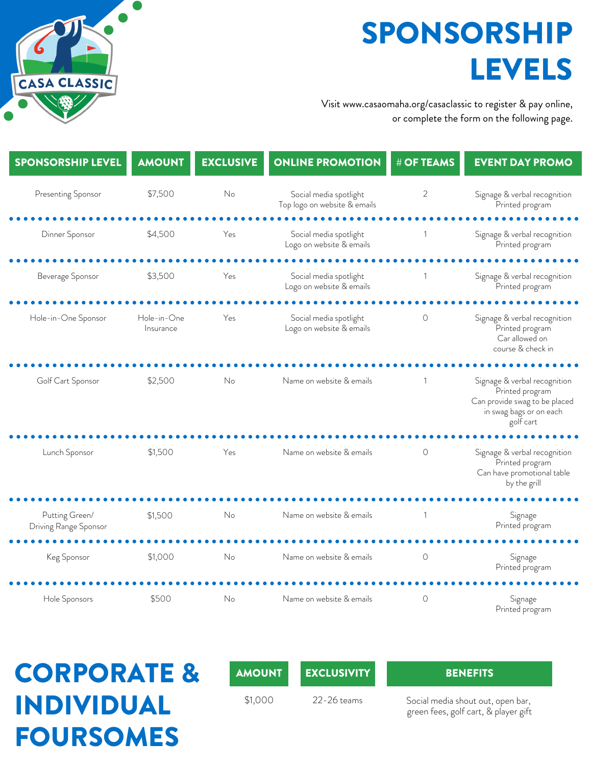CASA CLASSIC

# SPONSORSHIP LEVELS

Visit www.casaomaha.org/casaclassic to register & pay online, or complete the form on the following page.

| SPONSORSHIP LEVEL | AMOUNT | EXCLUSIVE | ONLINE PROMOTION | # OF TEAMS | EVENT DAY PROMO |
|---|---|---|---|---|---|
| Presenting Sponsor | $7,500 | No | Social media spotlight<br>Top logo on website & emails | 2 | Signage & verbal recognition<br>Printed program |
| Dinner Sponsor | $4,500 | Yes | Social media spotlight<br>Logo on website & emails | 1 | Signage & verbal recognition<br>Printed program |
| Beverage Sponsor | $3,500 | Yes | Social media spotlight<br>Logo on website & emails | 1 | Signage & verbal recognition<br>Printed program |
| Hole-in-One Sponsor | Hole-in-One Insurance | Yes | Social media spotlight<br>Logo on website & emails | 0 | Signage & verbal recognition<br>Printed program<br>Car allowed on course & check in |
| Golf Cart Sponsor | $2,500 | No | Name on website & emails | 1 | Signage & verbal recognition<br>Printed program<br>Can provide swag to be placed in swag bags or on each golf cart |
| Lunch Sponsor | $1,500 | Yes | Name on website & emails | 0 | Signage & verbal recognition<br>Printed program<br>Can have promotional table by the grill |
| Putting Green/ Driving Range Sponsor | $1,500 | No | Name on website & emails | 1 | Signage<br>Printed program |
| Keg Sponsor | $1,000 | No | Name on website & emails | 0 | Signage<br>Printed program |
| Hole Sponsors | $500 | No | Name on website & emails | 0 | Signage<br>Printed program |

## CORPORATE & INDIVIDUAL FOURSOMES

| AMOUNT | EXCLUSIVITY | BENEFITS |
|---|---|---|
| $1,000 | 22-26 teams | Social media shout out, open bar, green fees, golf cart, & player gift |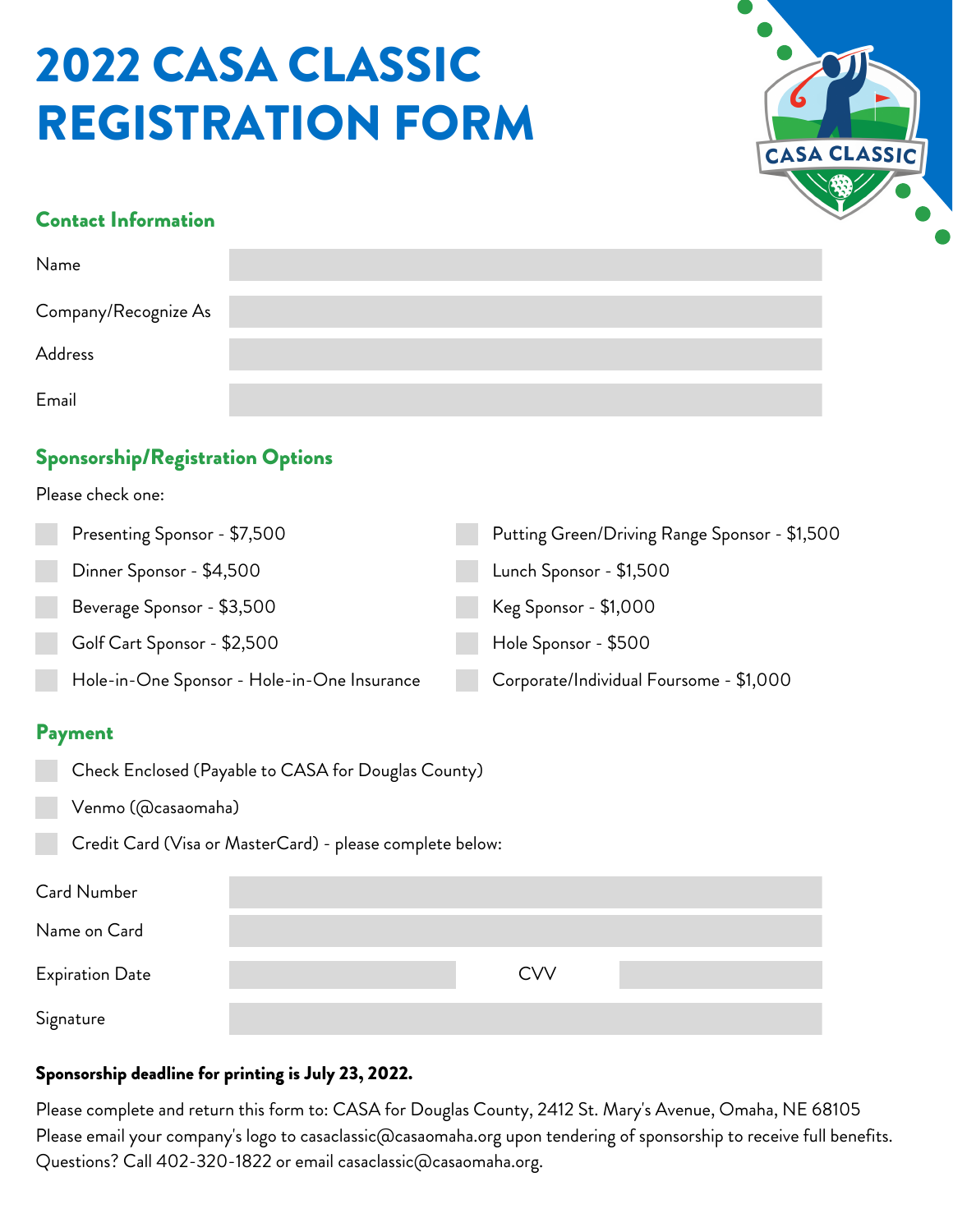# 2022 CASA CLASSIC REGISTRATION FORM

## Contact Information

Name

Company/Recognize As

Address

Email

## Sponsorship/Registration Options

Please check one:

- Presenting Sponsor - $7,500
- Dinner Sponsor - $4,500
- Beverage Sponsor - $3,500
- Golf Cart Sponsor - $2,500
- Hole-in-One Sponsor - Hole-in-One Insurance
- Putting Green/Driving Range Sponsor - $1,500
- Lunch Sponsor - $1,500
- Keg Sponsor - $1,000
- Hole Sponsor - $500
- Corporate/Individual Foursome - $1,000

## Payment

- Check Enclosed (Payable to CASA for Douglas County)
- Venmo (@casaomaha)
- Credit Card (Visa or MasterCard) - please complete below:

Card Number

Name on Card

Expiration Date CVV

Signature

**Sponsorship deadline for printing is July 23, 2022.**

Please complete and return this form to: CASA for Douglas County, 2412 St. Mary's Avenue, Omaha, NE 68105
Please email your company's logo to casaclassic@casaomaha.org upon tendering of sponsorship to receive full benefits.
Questions? Call 402-320-1822 or email casaclassic@casaomaha.org.